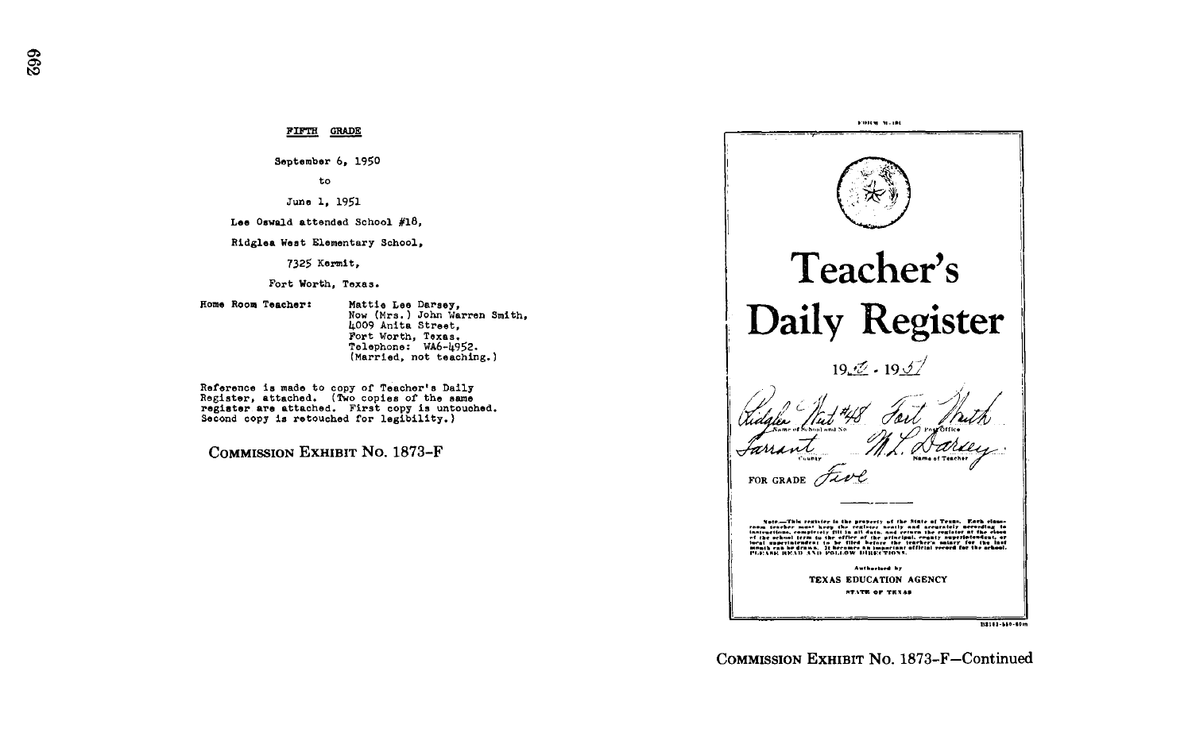FIFTH GRADE

September 6, 1950

to

June 1, 1951

Lee Oswald attended School #18,

Ridglea West Elementary School,

7325 Kermit,

Fort Worth, Texas.

Home Room Teacher: Mattie Lee Darsey,
Now (Mrs.) John Warren Smith,
4009 Anita Street,
Fort Worth, Texas.
Telephone: WA6-4952.
(Married, not teaching.)

Reference is made to copy of Teacher's Daily Register, attached. (Two copies of the same register are attached. First copy is untouched. Second copy is retouched for legibility.)

COMMISSION EXHIBIT No. 1873-F

FORM W-101

# Teacher's Daily Register

19_50_ - 19_51_

Ridglea West #48 — Name of School and No. — Fort Worth — Post Office

Tarrant — County — M. L. Darsey — Name of Teacher

FOR GRADE Five

Note—This register is the property of the State of Texas. Each classroom teacher must keep the register neatly and accurately according to instructions, completely fill in all data, and return the register at the close of the school term to the office of the principal, county superintendent, or local superintendent to be filed before the teacher's salary for the last month can be drawn. It becomes an important official record for the school. PLEASE READ AND FOLLOW DIRECTIONS.

Authorized by

TEXAS EDUCATION AGENCY

STATE OF TEXAS

COMMISSION EXHIBIT No. 1873-F—Continued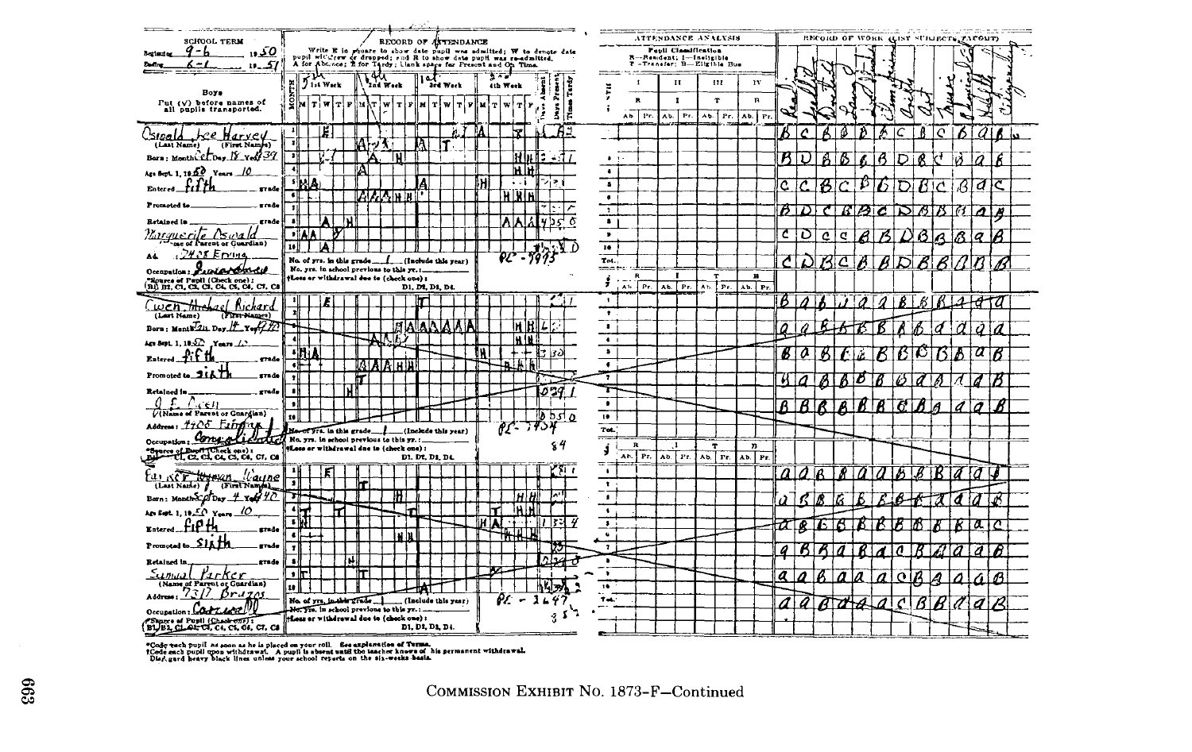| SCHOOL TERM | RECORD OF ATTENDANCE | ATTENDANCE ANALYSIS | RECORD OF WORK (LIST SUBJECTS ACROSS TOP) |
|---|---|---|---|
| Beginning 9-6 1950 / Ending 6-1 1951 | Write E in square to show date pupil was admitted; W to denote date pupil withdrew or dropped; and R to show date pupil was re-admitted. A for Absence; T for Tardy; Blank space for Present and On Time. | Pupil Classification: R—Resident; I—Ineligible; T—Transfer; B—Eligible Bus | Reading, Spelling, Writing, Language, Social Studies, Arithmetic, Art, Music, Health & Physical Ed. |

**Boys** — Put (√) before names of all pupils transported.

---

**Oswald, Lee Harvey** (Last Name) (First Names)

Born: Month Oct Day 18 Year 1939

Age Sept. 1, 1950 Years 10

Entered fifth grade

Promoted to ______ grade

Retained in ______ grade

Marguerite Oswald (Name of Parent or Guardian)

Ad. 7408 Ewing

Occupation: Insurance

*Source of Pupil (Check one): B1, B2, C1, C2, C3, C4, C5, C6, C7, C8

No. of yrs. in this grade 1 (Include this year)

No. yrs. in school previous to this yr.: ______

†Loss or withdrawal due to (check one): D1, D2, D3, D4.

PC - 7975

Record of work:

| Reading | Spelling | Writing | Language | Social Studies | Arithmetic | Art | Music | Health | Physical Ed. |
|---|---|---|---|---|---|---|---|---|---|
| B | C | B | B | B | C | B | C | B | A | B |
| B | D | B | B | B | B | D | B | C | B | A | B |
| C | C | B | C | B | B | D | B | C | B | A | C |
| B | D | C | B | B | C | D | B | B | B | A | B |
| C | D | C | C | B | B | D | B | B | B | A | B |
| C | D | B | C | B | B | D | B | B | B | B | B |

---

**Owen, Michael Richard** (Last Name) (First Names)

Born: Month Jan Day 14 Year 1940

Age Sept. 1, 1950 Years 10

Entered fifth grade

Promoted to sixth grade

Retained in ______ grade

O. E. Owen (Name of Parent or Guardian)

Address: 7408 Ewing

Occupation: Carpenter

No. of yrs. in this grade 1 (Include this year)

PC - 7434

84

---

**Farmer, Wymon Wayne** (Last Name) (First Names)

Born: Month Sept Day 4 Year 1940

Age Sept. 1, 1950 Years 10

Entered fifth grade

Promoted to sixth grade

Retained in ______ grade

Samuel Parker (Name of Parent or Guardian)

Address: 7317 Brazos

Occupation: Carpenter

No. of yrs. in this grade 1 (Include this year)

PC - 3647

*Code each pupil as soon as he is placed on your roll. See explanation of Terms.
†Code each pupil upon withdrawal. A pupil is absent until the teacher knows of his permanent withdrawal.
Disregard heavy black lines unless your school reports on the six-weeks basis.

COMMISSION EXHIBIT No. 1873-F—Continued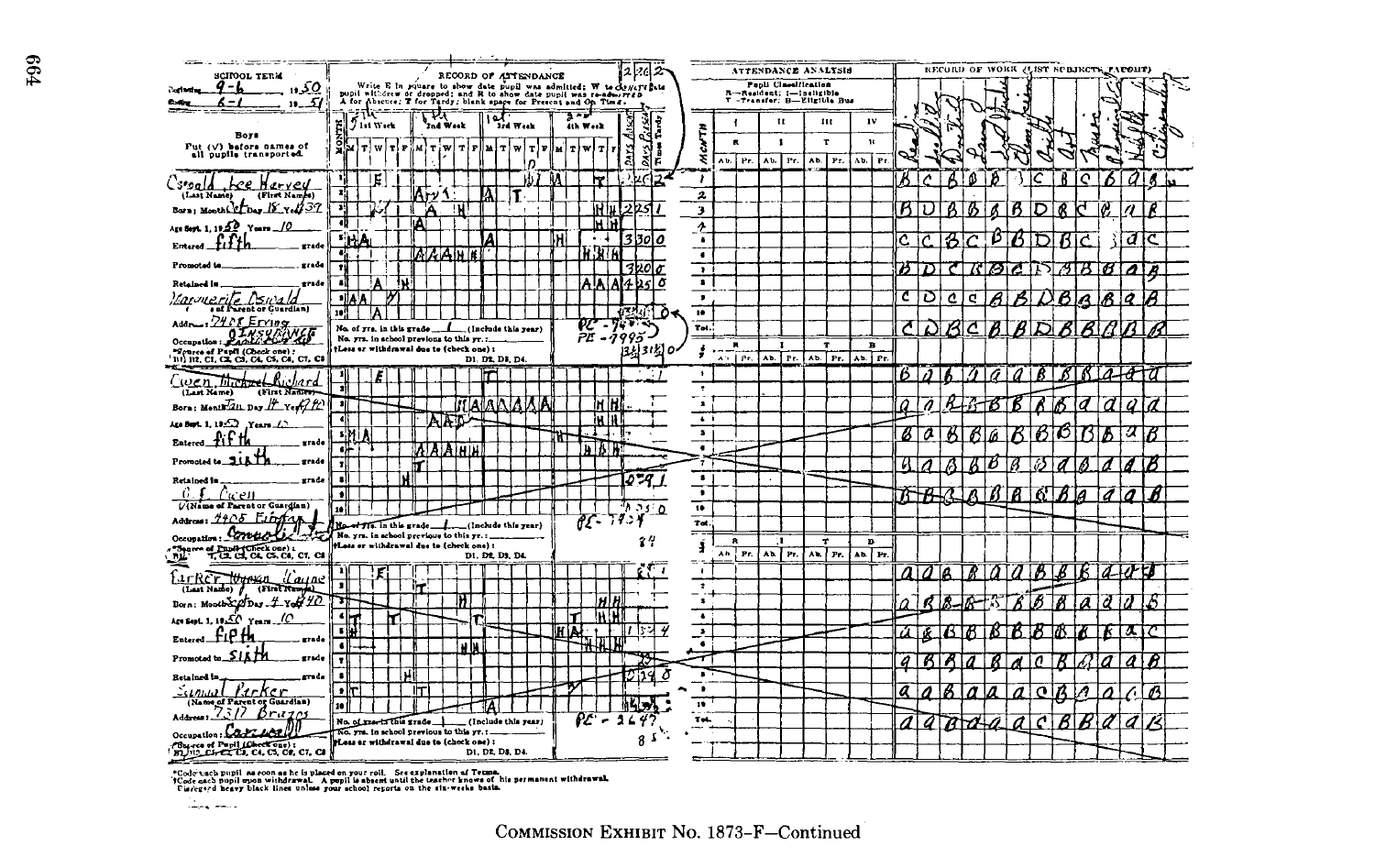SCHOOL TERM

Beginning 9-6, 19 50

Ending 6-1, 19 51

Boys

Put (√) before names of all pupils transported.

RECORD OF ATTENDANCE

Write E in square to show date pupil was admitted; W to show date pupil withdrew or dropped; and R to show date pupil was re-admitted. A for Absence; T for Tardy; blank space for Present and On Time.

ATTENDANCE ANALYSIS

Pupil Classification

R—Resident; I—Ineligible

T—Transfer; B—Eligible Bus

RECORD OF WORK (LIST SUBJECTS TAUGHT)

Reading, Spelling, Writing, Language, Social Studies, Elem. Science, Arith., Art, Music, Physical Ed., Health, Citizenship

---

Oswald, Lee Harvey (Last Name) (First Name)

Born: Month Oct Day 18 Yr 1939

Age Sept. 1, 1950 Years 10

Entered fifth grade

Promoted to ______ grade

Retained in ______ grade

Marguerite Oswald (Name of Parent or Guardian)

Address: 7408 Ewing

Occupation: Insurance

*Source of Pupil (Check one): I1) I2, C1, C2, C3, C4, C5, C6, C7, C8

No. of yrs. in this grade 1 (Include this year)

No. yrs. in school previous to this yr.:

†Loss or withdrawal due to (check one): D1, D2, D3, D4.

PE-9995

| Reading | Spelling | Writing | Language | Social Studies | Elem. Science | Arith. | Art | Music | Physical Ed. | Health | Citizenship |
|---|---|---|---|---|---|---|---|---|---|---|---|
| B | C | B | D | B | | C | B | C | B | A | B |
| B | D | B | B | B | B | D | B | C | B | A | B |
| C | C | B | C | B | B | D | B | C | | A | C |
| B | D | C | B | B | C | D | B | B | B | A | B |
| C | D | C | C | B | B | D | B | B | B | A | B |
| C | D | B | C | B | B | D | B | B | B | B | B |

---

Owen, Michael Richard (Last Name) (First Name)

Born: Month Jan Day 14 Yr 1940

Age Sept. 1, 1950 Years 10

Entered fifth grade

Promoted to sixth grade

Retained in ______ grade

O. E. Owen (Name of Parent or Guardian)

Address: 4405 Fairfax

Occupation: Consolidated

*Source of Pupil (Check one): I1, I2, C1, C2, C3, C4, C5, C6, C7, C8

No. of yrs. in this grade 1 (Include this year)

No. yrs. in school previous to this yr.:

†Loss or withdrawal due to (check one): D1, D2, D3, D4.

PE-7734

| Reading | Spelling | Writing | Language | Social Studies | Elem. Science | Arith. | Art | Music | Physical Ed. | Health | Citizenship |
|---|---|---|---|---|---|---|---|---|---|---|---|
| B | A | B | A | A | A | B | B | B | A | A | A |
| A | A | B | B | B | B | B | B | A | A | A | A |
| B | A | B | B | B | B | B | B | B | B | A | B |
| B | A | B | B | B | B | B | A | B | A | A | B |
| B | B | B | B | B | B | B | B | B | A | A | B |

---

Parker, Wynan Wayne (Last Name) (First Name)

Born: Month Sept Day 4 Yr 1940

Age Sept. 1, 1950 Years 10

Entered fifth grade

Promoted to sixth grade

Retained in ______ grade

Samuel Parker (Name of Parent or Guardian)

Address: 7317 Brazos

Occupation: Carswell

*Source of Pupil (Check one): I1, I2, C1, C2, C3, C4, C5, C6, C7, C8

No. of yrs. in this grade 1 (Include this year)

No. yrs. in school previous to this yr.:

†Loss or withdrawal due to (check one): D1, D2, D3, D4.

PE-3647

| Reading | Spelling | Writing | Language | Social Studies | Elem. Science | Arith. | Art | Music | Physical Ed. | Health | Citizenship |
|---|---|---|---|---|---|---|---|---|---|---|---|
| A | A | B | B | A | A | B | B | B | A | A | B |
| A | B | B | B | B | B | B | B | A | A | A | B |
| A | B | B | B | B | B | B | B | B | B | A | C |
| A | B | B | A | B | A | C | B | A | A | A | B |
| A | A | B | A | A | A | C | B | A | A | C | B |
| A | A | B | A | A | A | C | B | B | A | A | B |

---

*Code each pupil as soon as he is placed on your roll. See explanation of Terms.

†Code each pupil upon withdrawal. A pupil is absent until the teacher knows of his permanent withdrawal.

Disregard heavy black lines unless your school reports on the six-weeks basis.

COMMISSION EXHIBIT No. 1873-F—Continued